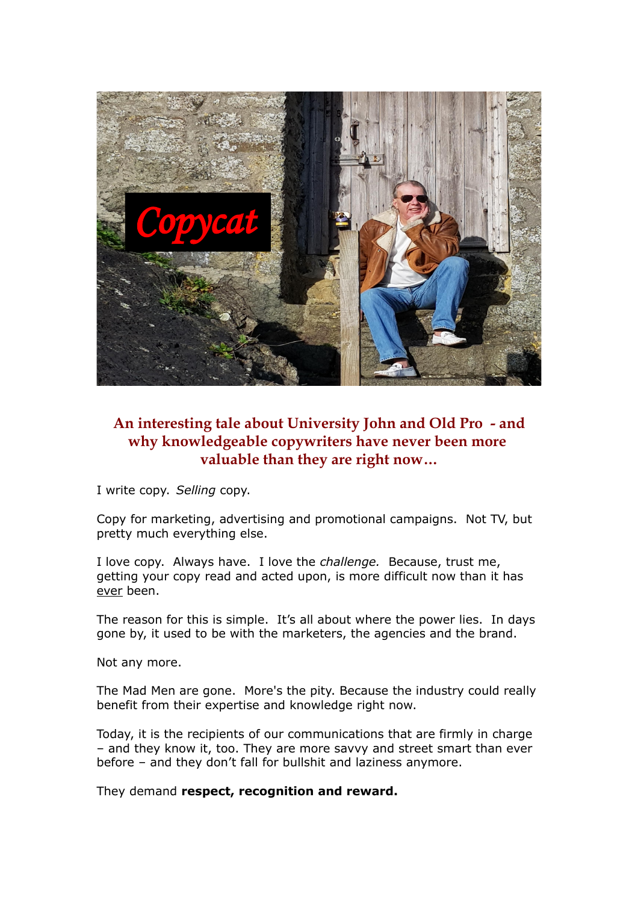## An interesting tale about University John and Old Pro - and why knowledgeable copywriters have never been more valuable than they are right now…

I write copy. *Selling* copy.

Copy for marketing, advertising and promotional campaigns. Not TV, but pretty much everything else.

I love copy. Always have. I love the *challenge.* Because, trust me, getting your copy read and acted upon, is more difficult now than it has <u>ever</u> been.

The reason for this is simple. It's all about where the power lies. In days gone by, it used to be with the marketers, the agencies and the brand.

Not any more.

The Mad Men are gone. More's the pity. Because the industry could really benefit from their expertise and knowledge right now.

Today, it is the recipients of our communications that are firmly in charge – and they know it, too. They are more savvy and street smart than ever before – and they don't fall for bullshit and laziness anymore.

They demand **respect, recognition and reward.**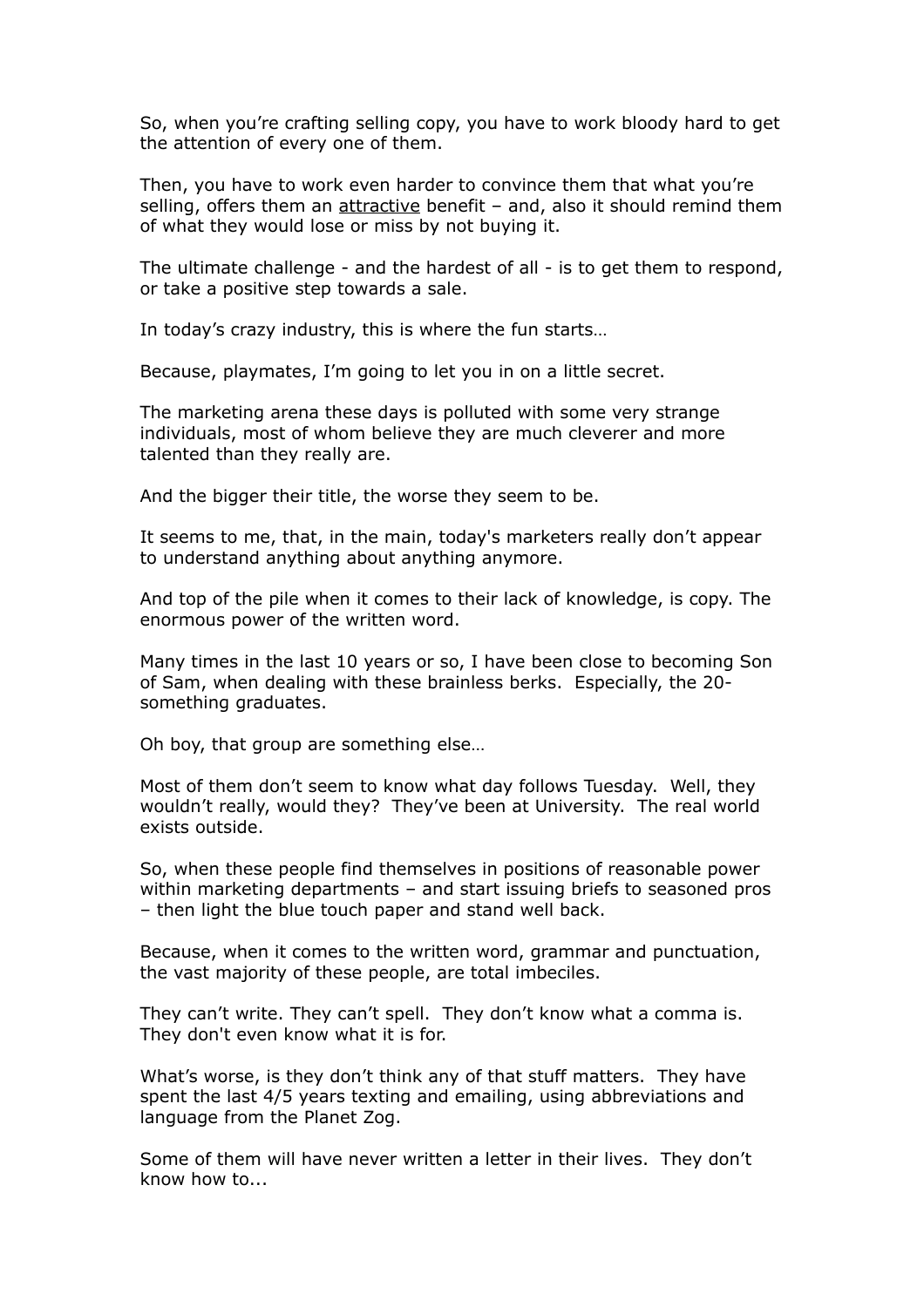So, when you're crafting selling copy, you have to work bloody hard to get the attention of every one of them.

Then, you have to work even harder to convince them that what you're selling, offers them an <u>attractive</u> benefit – and, also it should remind them of what they would lose or miss by not buying it.

The ultimate challenge - and the hardest of all - is to get them to respond, or take a positive step towards a sale.

In today's crazy industry, this is where the fun starts…

Because, playmates, I'm going to let you in on a little secret.

The marketing arena these days is polluted with some very strange individuals, most of whom believe they are much cleverer and more talented than they really are.

And the bigger their title, the worse they seem to be.

It seems to me, that, in the main, today's marketers really don't appear to understand anything about anything anymore.

And top of the pile when it comes to their lack of knowledge, is copy. The enormous power of the written word.

Many times in the last 10 years or so, I have been close to becoming Son of Sam, when dealing with these brainless berks. Especially, the 20-something graduates.

Oh boy, that group are something else…

Most of them don't seem to know what day follows Tuesday. Well, they wouldn't really, would they? They've been at University. The real world exists outside.

So, when these people find themselves in positions of reasonable power within marketing departments – and start issuing briefs to seasoned pros – then light the blue touch paper and stand well back.

Because, when it comes to the written word, grammar and punctuation, the vast majority of these people, are total imbeciles.

They can't write. They can't spell. They don't know what a comma is. They don't even know what it is for.

What's worse, is they don't think any of that stuff matters. They have spent the last 4/5 years texting and emailing, using abbreviations and language from the Planet Zog.

Some of them will have never written a letter in their lives. They don't know how to...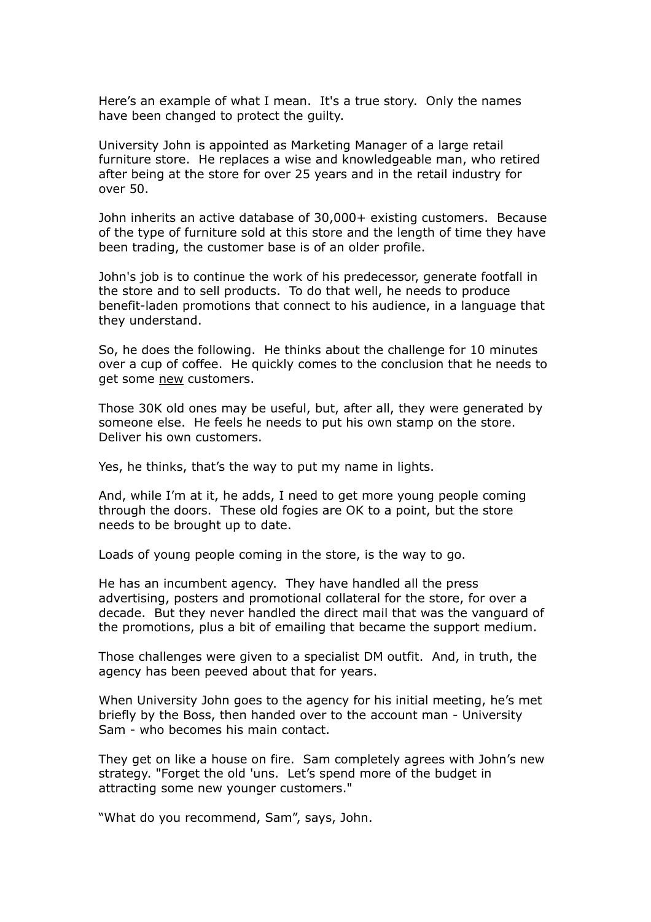Here's an example of what I mean. It's a true story. Only the names have been changed to protect the guilty.

University John is appointed as Marketing Manager of a large retail furniture store. He replaces a wise and knowledgeable man, who retired after being at the store for over 25 years and in the retail industry for over 50.

John inherits an active database of 30,000+ existing customers. Because of the type of furniture sold at this store and the length of time they have been trading, the customer base is of an older profile.

John's job is to continue the work of his predecessor, generate footfall in the store and to sell products. To do that well, he needs to produce benefit-laden promotions that connect to his audience, in a language that they understand.

So, he does the following. He thinks about the challenge for 10 minutes over a cup of coffee. He quickly comes to the conclusion that he needs to get some <u>new</u> customers.

Those 30K old ones may be useful, but, after all, they were generated by someone else. He feels he needs to put his own stamp on the store. Deliver his own customers.

Yes, he thinks, that's the way to put my name in lights.

And, while I'm at it, he adds, I need to get more young people coming through the doors. These old fogies are OK to a point, but the store needs to be brought up to date.

Loads of young people coming in the store, is the way to go.

He has an incumbent agency. They have handled all the press advertising, posters and promotional collateral for the store, for over a decade. But they never handled the direct mail that was the vanguard of the promotions, plus a bit of emailing that became the support medium.

Those challenges were given to a specialist DM outfit. And, in truth, the agency has been peeved about that for years.

When University John goes to the agency for his initial meeting, he's met briefly by the Boss, then handed over to the account man - University Sam - who becomes his main contact.

They get on like a house on fire. Sam completely agrees with John's new strategy. "Forget the old 'uns. Let's spend more of the budget in attracting some new younger customers."

"What do you recommend, Sam", says, John.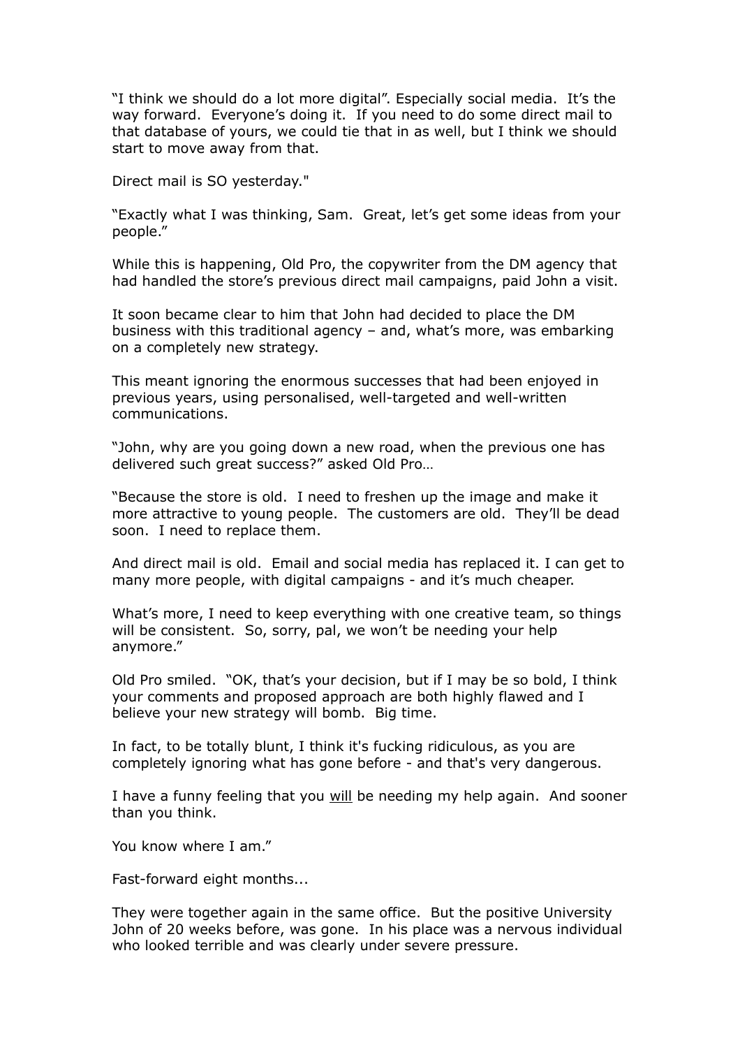"I think we should do a lot more digital". Especially social media. It's the way forward. Everyone's doing it. If you need to do some direct mail to that database of yours, we could tie that in as well, but I think we should start to move away from that.

Direct mail is SO yesterday."

"Exactly what I was thinking, Sam. Great, let's get some ideas from your people."

While this is happening, Old Pro, the copywriter from the DM agency that had handled the store's previous direct mail campaigns, paid John a visit.

It soon became clear to him that John had decided to place the DM business with this traditional agency – and, what's more, was embarking on a completely new strategy.

This meant ignoring the enormous successes that had been enjoyed in previous years, using personalised, well-targeted and well-written communications.

"John, why are you going down a new road, when the previous one has delivered such great success?" asked Old Pro…

"Because the store is old. I need to freshen up the image and make it more attractive to young people. The customers are old. They'll be dead soon. I need to replace them.

And direct mail is old. Email and social media has replaced it. I can get to many more people, with digital campaigns - and it's much cheaper.

What's more, I need to keep everything with one creative team, so things will be consistent. So, sorry, pal, we won't be needing your help anymore."

Old Pro smiled. "OK, that's your decision, but if I may be so bold, I think your comments and proposed approach are both highly flawed and I believe your new strategy will bomb. Big time.

In fact, to be totally blunt, I think it's fucking ridiculous, as you are completely ignoring what has gone before - and that's very dangerous.

I have a funny feeling that you <u>will</u> be needing my help again. And sooner than you think.

You know where I am."

Fast-forward eight months...

They were together again in the same office. But the positive University John of 20 weeks before, was gone. In his place was a nervous individual who looked terrible and was clearly under severe pressure.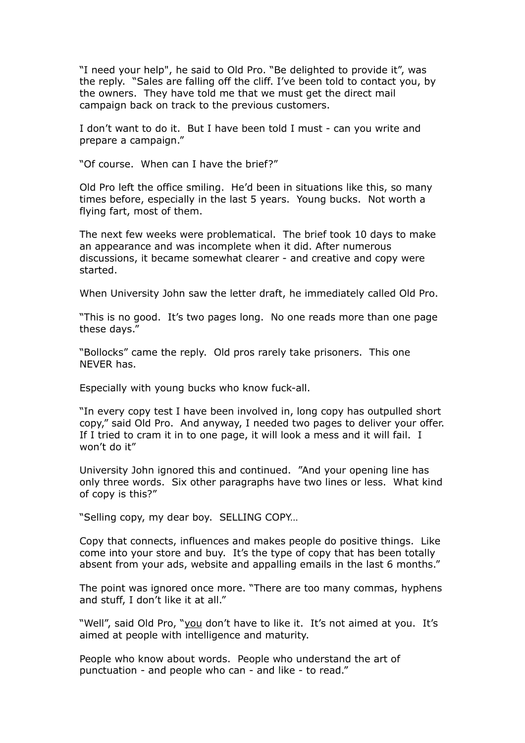“I need your help", he said to Old Pro. “Be delighted to provide it”, was the reply. “Sales are falling off the cliff. I’ve been told to contact you, by the owners. They have told me that we must get the direct mail campaign back on track to the previous customers.

I don’t want to do it. But I have been told I must - can you write and prepare a campaign.”

“Of course. When can I have the brief?”

Old Pro left the office smiling. He’d been in situations like this, so many times before, especially in the last 5 years. Young bucks. Not worth a flying fart, most of them.

The next few weeks were problematical. The brief took 10 days to make an appearance and was incomplete when it did. After numerous discussions, it became somewhat clearer - and creative and copy were started.

When University John saw the letter draft, he immediately called Old Pro.

“This is no good. It’s two pages long. No one reads more than one page these days.”

“Bollocks” came the reply. Old pros rarely take prisoners. This one NEVER has.

Especially with young bucks who know fuck-all.

“In every copy test I have been involved in, long copy has outpulled short copy,” said Old Pro. And anyway, I needed two pages to deliver your offer. If I tried to cram it in to one page, it will look a mess and it will fail. I won’t do it”

University John ignored this and continued. ”And your opening line has only three words. Six other paragraphs have two lines or less. What kind of copy is this?”

“Selling copy, my dear boy. SELLING COPY…

Copy that connects, influences and makes people do positive things. Like come into your store and buy. It’s the type of copy that has been totally absent from your ads, website and appalling emails in the last 6 months.”

The point was ignored once more. “There are too many commas, hyphens and stuff, I don’t like it at all.”

“Well”, said Old Pro, “<u>you</u> don’t have to like it. It’s not aimed at you. It’s aimed at people with intelligence and maturity.

People who know about words. People who understand the art of punctuation - and people who can - and like - to read.”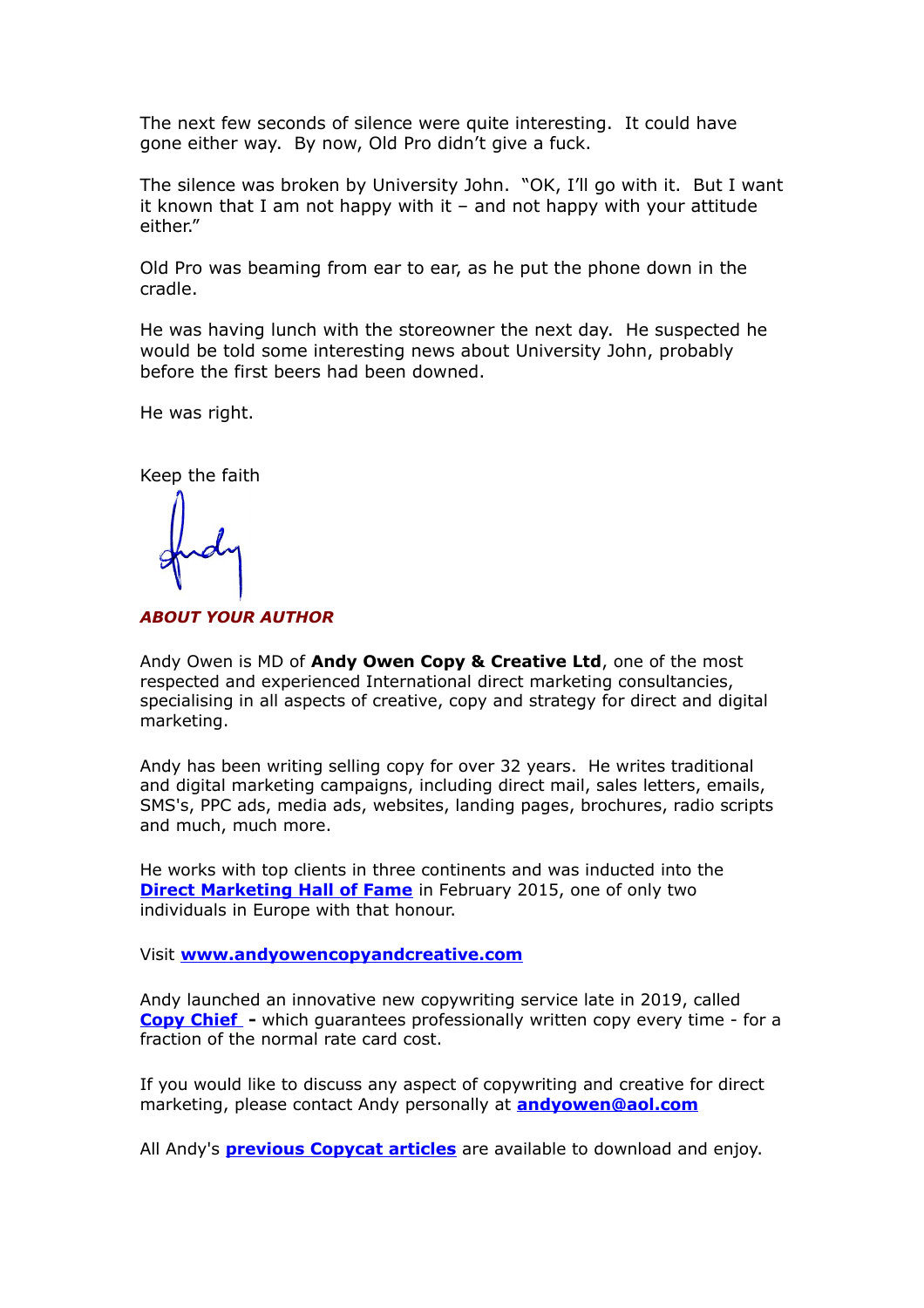The next few seconds of silence were quite interesting. It could have gone either way. By now, Old Pro didn't give a fuck.

The silence was broken by University John. "OK, I'll go with it. But I want it known that I am not happy with it – and not happy with your attitude either."

Old Pro was beaming from ear to ear, as he put the phone down in the cradle.

He was having lunch with the storeowner the next day. He suspected he would be told some interesting news about University John, probably before the first beers had been downed.

He was right.

Keep the faith

Andy

***ABOUT YOUR AUTHOR***

Andy Owen is MD of **Andy Owen Copy & Creative Ltd**, one of the most respected and experienced International direct marketing consultancies, specialising in all aspects of creative, copy and strategy for direct and digital marketing.

Andy has been writing selling copy for over 32 years. He writes traditional and digital marketing campaigns, including direct mail, sales letters, emails, SMS's, PPC ads, media ads, websites, landing pages, brochures, radio scripts and much, much more.

He works with top clients in three continents and was inducted into the **Direct Marketing Hall of Fame** in February 2015, one of only two individuals in Europe with that honour.

Visit **www.andyowencopyandcreative.com**

Andy launched an innovative new copywriting service late in 2019, called **Copy Chief** **-** which guarantees professionally written copy every time - for a fraction of the normal rate card cost.

If you would like to discuss any aspect of copywriting and creative for direct marketing, please contact Andy personally at **andyowen@aol.com**

All Andy's **previous Copycat articles** are available to download and enjoy.